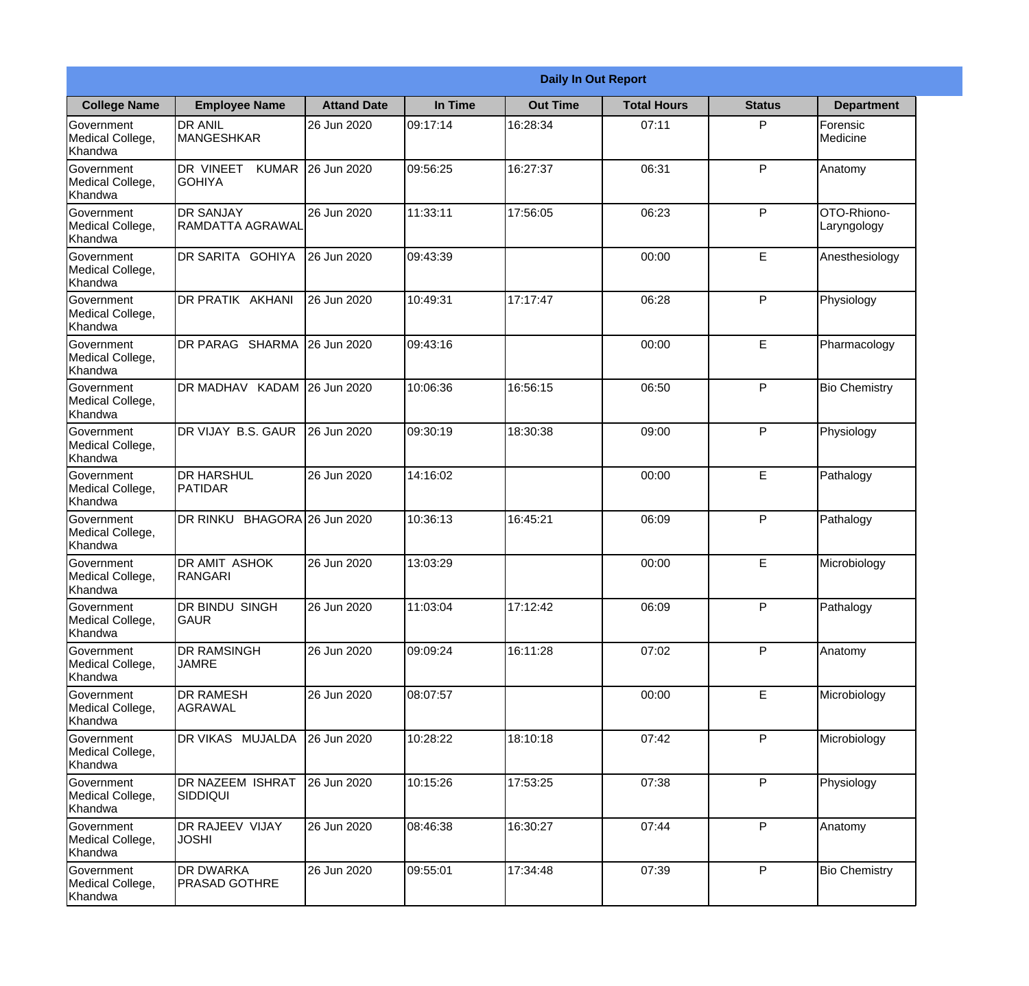| Daily In Out Report | | | | | | | |
|---|---|---|---|---|---|---|---|
| **College Name** | **Employee Name** | **Attand Date** | **In Time** | **Out Time** | **Total Hours** | **Status** | **Department** |
| Government Medical College, Khandwa | DR ANIL MANGESHKAR | 26 Jun 2020 | 09:17:14 | 16:28:34 | 07:11 | P | Forensic Medicine |
| Government Medical College, Khandwa | DR VINEET KUMAR GOHIYA | 26 Jun 2020 | 09:56:25 | 16:27:37 | 06:31 | P | Anatomy |
| Government Medical College, Khandwa | DR SANJAY RAMDATTA AGRAWAL | 26 Jun 2020 | 11:33:11 | 17:56:05 | 06:23 | P | OTO-Rhiono-Laryngology |
| Government Medical College, Khandwa | DR SARITA GOHIYA | 26 Jun 2020 | 09:43:39 | | 00:00 | E | Anesthesiology |
| Government Medical College, Khandwa | DR PRATIK AKHANI | 26 Jun 2020 | 10:49:31 | 17:17:47 | 06:28 | P | Physiology |
| Government Medical College, Khandwa | DR PARAG SHARMA | 26 Jun 2020 | 09:43:16 | | 00:00 | E | Pharmacology |
| Government Medical College, Khandwa | DR MADHAV KADAM | 26 Jun 2020 | 10:06:36 | 16:56:15 | 06:50 | P | Bio Chemistry |
| Government Medical College, Khandwa | DR VIJAY B.S. GAUR | 26 Jun 2020 | 09:30:19 | 18:30:38 | 09:00 | P | Physiology |
| Government Medical College, Khandwa | DR HARSHUL PATIDAR | 26 Jun 2020 | 14:16:02 | | 00:00 | E | Pathalogy |
| Government Medical College, Khandwa | DR RINKU BHAGORA | 26 Jun 2020 | 10:36:13 | 16:45:21 | 06:09 | P | Pathalogy |
| Government Medical College, Khandwa | DR AMIT ASHOK RANGARI | 26 Jun 2020 | 13:03:29 | | 00:00 | E | Microbiology |
| Government Medical College, Khandwa | DR BINDU SINGH GAUR | 26 Jun 2020 | 11:03:04 | 17:12:42 | 06:09 | P | Pathalogy |
| Government Medical College, Khandwa | DR RAMSINGH JAMRE | 26 Jun 2020 | 09:09:24 | 16:11:28 | 07:02 | P | Anatomy |
| Government Medical College, Khandwa | DR RAMESH AGRAWAL | 26 Jun 2020 | 08:07:57 | | 00:00 | E | Microbiology |
| Government Medical College, Khandwa | DR VIKAS MUJALDA | 26 Jun 2020 | 10:28:22 | 18:10:18 | 07:42 | P | Microbiology |
| Government Medical College, Khandwa | DR NAZEEM ISHRAT SIDDIQUI | 26 Jun 2020 | 10:15:26 | 17:53:25 | 07:38 | P | Physiology |
| Government Medical College, Khandwa | DR RAJEEV VIJAY JOSHI | 26 Jun 2020 | 08:46:38 | 16:30:27 | 07:44 | P | Anatomy |
| Government Medical College, Khandwa | DR DWARKA PRASAD GOTHRE | 26 Jun 2020 | 09:55:01 | 17:34:48 | 07:39 | P | Bio Chemistry |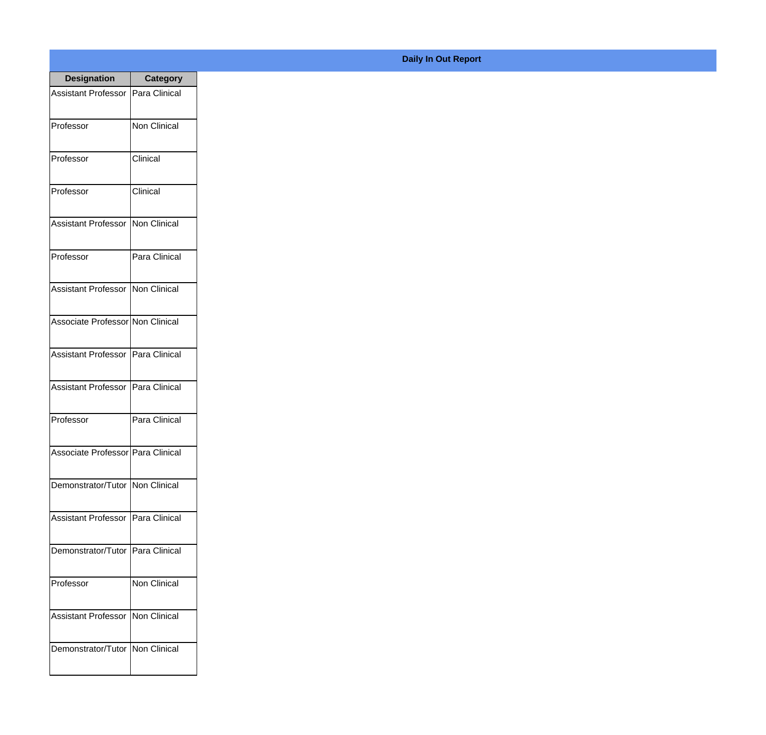**Daily In Out Report**

| Designation | Category |
|---|---|
| Assistant Professor | Para Clinical |
| Professor | Non Clinical |
| Professor | Clinical |
| Professor | Clinical |
| Assistant Professor | Non Clinical |
| Professor | Para Clinical |
| Assistant Professor | Non Clinical |
| Associate Professor | Non Clinical |
| Assistant Professor | Para Clinical |
| Assistant Professor | Para Clinical |
| Professor | Para Clinical |
| Associate Professor | Para Clinical |
| Demonstrator/Tutor | Non Clinical |
| Assistant Professor | Para Clinical |
| Demonstrator/Tutor | Para Clinical |
| Professor | Non Clinical |
| Assistant Professor | Non Clinical |
| Demonstrator/Tutor | Non Clinical |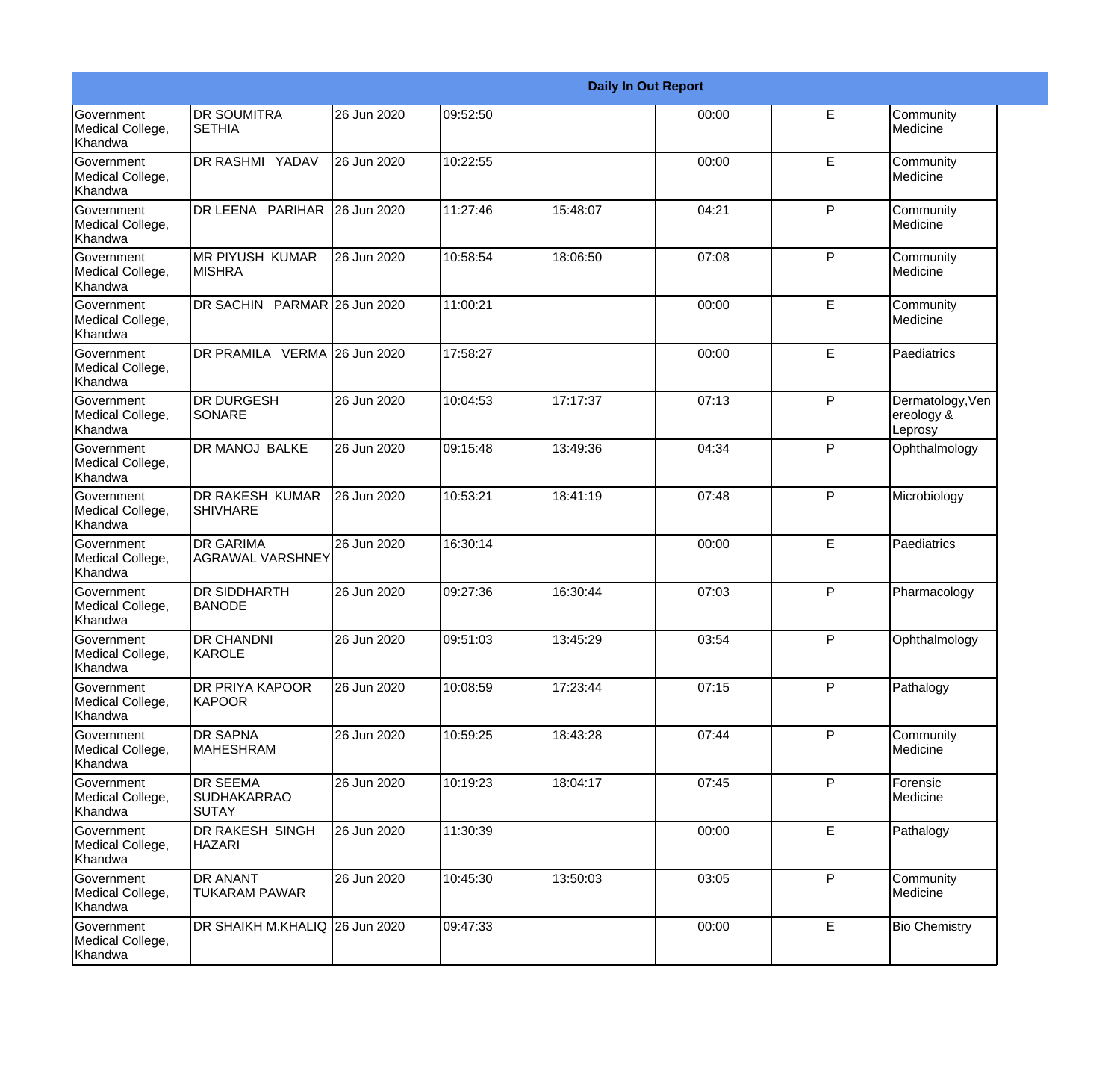**Daily In Out Report**

| | | | | | | | |
|---|---|---|---|---|---|---|---|
| Government Medical College, Khandwa | DR SOUMITRA SETHIA | 26 Jun 2020 | 09:52:50 | | 00:00 | E | Community Medicine |
| Government Medical College, Khandwa | DR RASHMI YADAV | 26 Jun 2020 | 10:22:55 | | 00:00 | E | Community Medicine |
| Government Medical College, Khandwa | DR LEENA PARIHAR | 26 Jun 2020 | 11:27:46 | 15:48:07 | 04:21 | P | Community Medicine |
| Government Medical College, Khandwa | MR PIYUSH KUMAR MISHRA | 26 Jun 2020 | 10:58:54 | 18:06:50 | 07:08 | P | Community Medicine |
| Government Medical College, Khandwa | DR SACHIN PARMAR | 26 Jun 2020 | 11:00:21 | | 00:00 | E | Community Medicine |
| Government Medical College, Khandwa | DR PRAMILA VERMA | 26 Jun 2020 | 17:58:27 | | 00:00 | E | Paediatrics |
| Government Medical College, Khandwa | DR DURGESH SONARE | 26 Jun 2020 | 10:04:53 | 17:17:37 | 07:13 | P | Dermatology,Venereology & Leprosy |
| Government Medical College, Khandwa | DR MANOJ BALKE | 26 Jun 2020 | 09:15:48 | 13:49:36 | 04:34 | P | Ophthalmology |
| Government Medical College, Khandwa | DR RAKESH KUMAR SHIVHARE | 26 Jun 2020 | 10:53:21 | 18:41:19 | 07:48 | P | Microbiology |
| Government Medical College, Khandwa | DR GARIMA AGRAWAL VARSHNEY | 26 Jun 2020 | 16:30:14 | | 00:00 | E | Paediatrics |
| Government Medical College, Khandwa | DR SIDDHARTH BANODE | 26 Jun 2020 | 09:27:36 | 16:30:44 | 07:03 | P | Pharmacology |
| Government Medical College, Khandwa | DR CHANDNI KAROLE | 26 Jun 2020 | 09:51:03 | 13:45:29 | 03:54 | P | Ophthalmology |
| Government Medical College, Khandwa | DR PRIYA KAPOOR KAPOOR | 26 Jun 2020 | 10:08:59 | 17:23:44 | 07:15 | P | Pathalogy |
| Government Medical College, Khandwa | DR SAPNA MAHESHRAM | 26 Jun 2020 | 10:59:25 | 18:43:28 | 07:44 | P | Community Medicine |
| Government Medical College, Khandwa | DR SEEMA SUDHAKARRAO SUTAY | 26 Jun 2020 | 10:19:23 | 18:04:17 | 07:45 | P | Forensic Medicine |
| Government Medical College, Khandwa | DR RAKESH SINGH HAZARI | 26 Jun 2020 | 11:30:39 | | 00:00 | E | Pathalogy |
| Government Medical College, Khandwa | DR ANANT TUKARAM PAWAR | 26 Jun 2020 | 10:45:30 | 13:50:03 | 03:05 | P | Community Medicine |
| Government Medical College, Khandwa | DR SHAIKH M.KHALIQ | 26 Jun 2020 | 09:47:33 | | 00:00 | E | Bio Chemistry |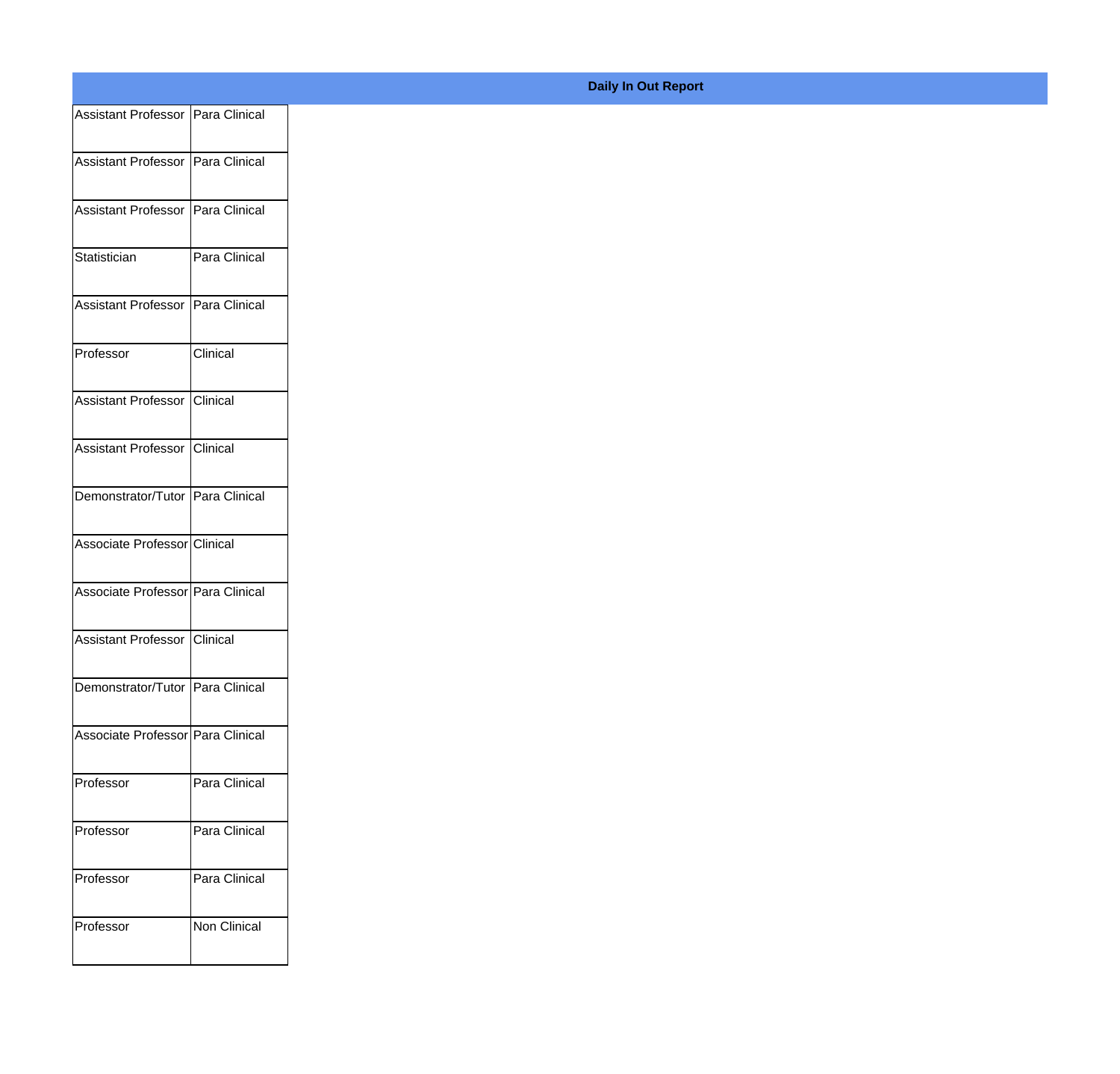**Daily In Out Report**

| | |
|---|---|
| Assistant Professor | Para Clinical |
| Assistant Professor | Para Clinical |
| Assistant Professor | Para Clinical |
| Statistician | Para Clinical |
| Assistant Professor | Para Clinical |
| Professor | Clinical |
| Assistant Professor | Clinical |
| Assistant Professor | Clinical |
| Demonstrator/Tutor | Para Clinical |
| Associate Professor | Clinical |
| Associate Professor | Para Clinical |
| Assistant Professor | Clinical |
| Demonstrator/Tutor | Para Clinical |
| Associate Professor | Para Clinical |
| Professor | Para Clinical |
| Professor | Para Clinical |
| Professor | Para Clinical |
| Professor | Non Clinical |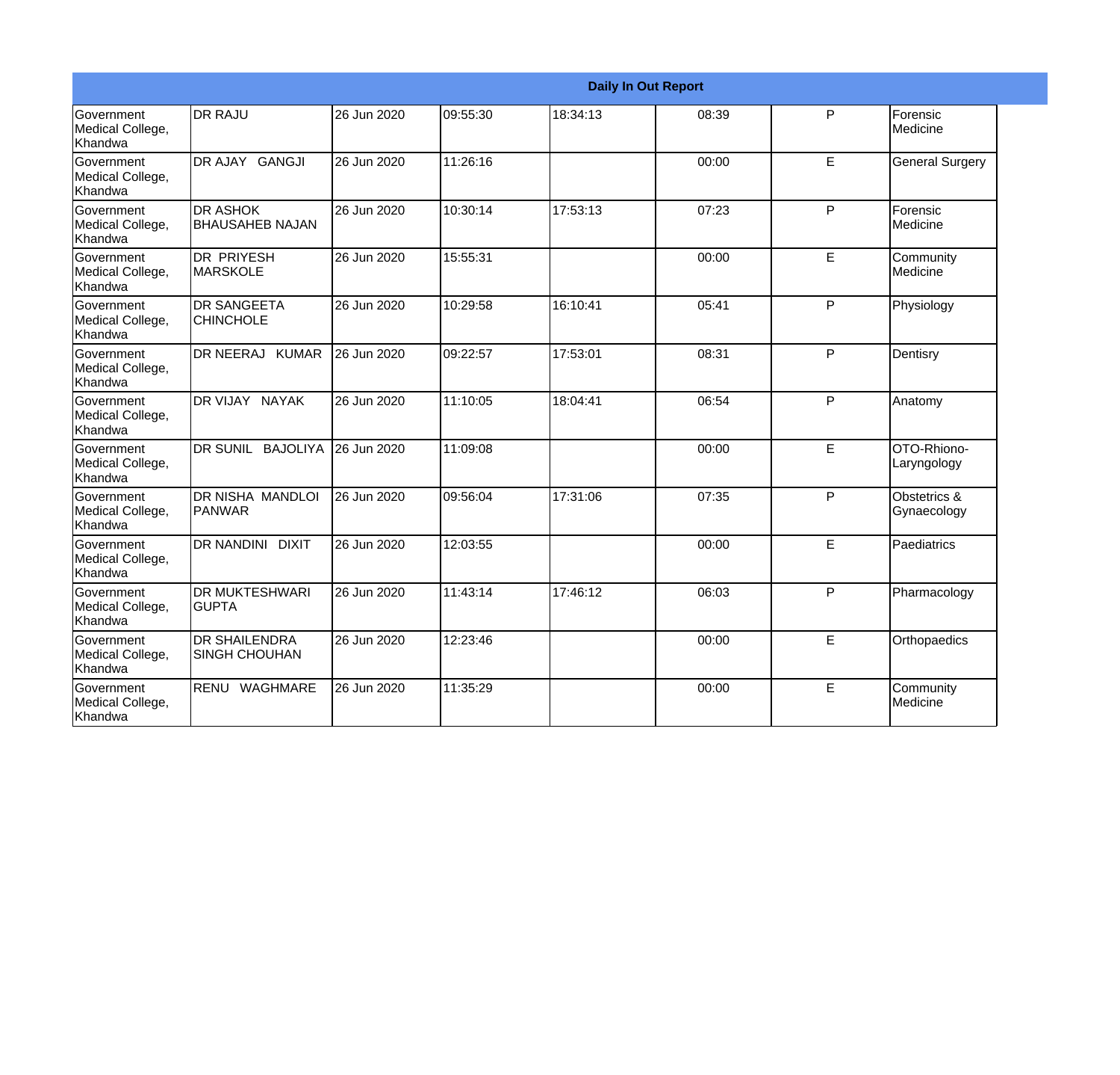**Daily In Out Report**

| | | | | | | | |
|---|---|---|---|---|---|---|---|
| Government Medical College, Khandwa | DR RAJU | 26 Jun 2020 | 09:55:30 | 18:34:13 | 08:39 | P | Forensic Medicine |
| Government Medical College, Khandwa | DR AJAY GANGJI | 26 Jun 2020 | 11:26:16 | | 00:00 | E | General Surgery |
| Government Medical College, Khandwa | DR ASHOK BHAUSAHEB NAJAN | 26 Jun 2020 | 10:30:14 | 17:53:13 | 07:23 | P | Forensic Medicine |
| Government Medical College, Khandwa | DR PRIYESH MARSKOLE | 26 Jun 2020 | 15:55:31 | | 00:00 | E | Community Medicine |
| Government Medical College, Khandwa | DR SANGEETA CHINCHOLE | 26 Jun 2020 | 10:29:58 | 16:10:41 | 05:41 | P | Physiology |
| Government Medical College, Khandwa | DR NEERAJ KUMAR | 26 Jun 2020 | 09:22:57 | 17:53:01 | 08:31 | P | Dentisry |
| Government Medical College, Khandwa | DR VIJAY NAYAK | 26 Jun 2020 | 11:10:05 | 18:04:41 | 06:54 | P | Anatomy |
| Government Medical College, Khandwa | DR SUNIL BAJOLIYA | 26 Jun 2020 | 11:09:08 | | 00:00 | E | OTO-Rhiono-Laryngology |
| Government Medical College, Khandwa | DR NISHA MANDLOI PANWAR | 26 Jun 2020 | 09:56:04 | 17:31:06 | 07:35 | P | Obstetrics & Gynaecology |
| Government Medical College, Khandwa | DR NANDINI DIXIT | 26 Jun 2020 | 12:03:55 | | 00:00 | E | Paediatrics |
| Government Medical College, Khandwa | DR MUKTESHWARI GUPTA | 26 Jun 2020 | 11:43:14 | 17:46:12 | 06:03 | P | Pharmacology |
| Government Medical College, Khandwa | DR SHAILENDRA SINGH CHOUHAN | 26 Jun 2020 | 12:23:46 | | 00:00 | E | Orthopaedics |
| Government Medical College, Khandwa | RENU WAGHMARE | 26 Jun 2020 | 11:35:29 | | 00:00 | E | Community Medicine |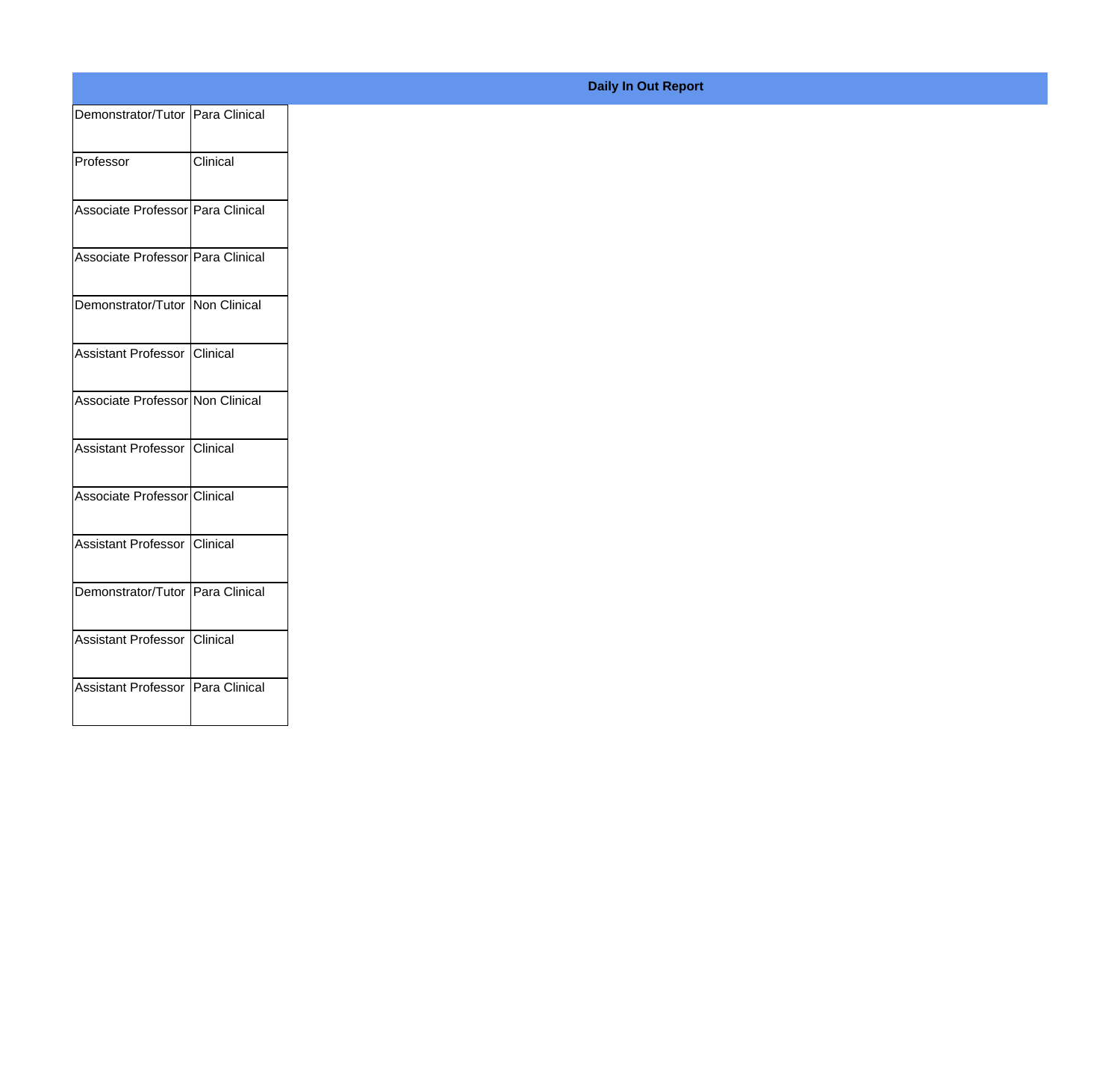**Daily In Out Report**

| | |
|---|---|
| Demonstrator/Tutor | Para Clinical |
| Professor | Clinical |
| Associate Professor | Para Clinical |
| Associate Professor | Para Clinical |
| Demonstrator/Tutor | Non Clinical |
| Assistant Professor | Clinical |
| Associate Professor | Non Clinical |
| Assistant Professor | Clinical |
| Associate Professor | Clinical |
| Assistant Professor | Clinical |
| Demonstrator/Tutor | Para Clinical |
| Assistant Professor | Clinical |
| Assistant Professor | Para Clinical |